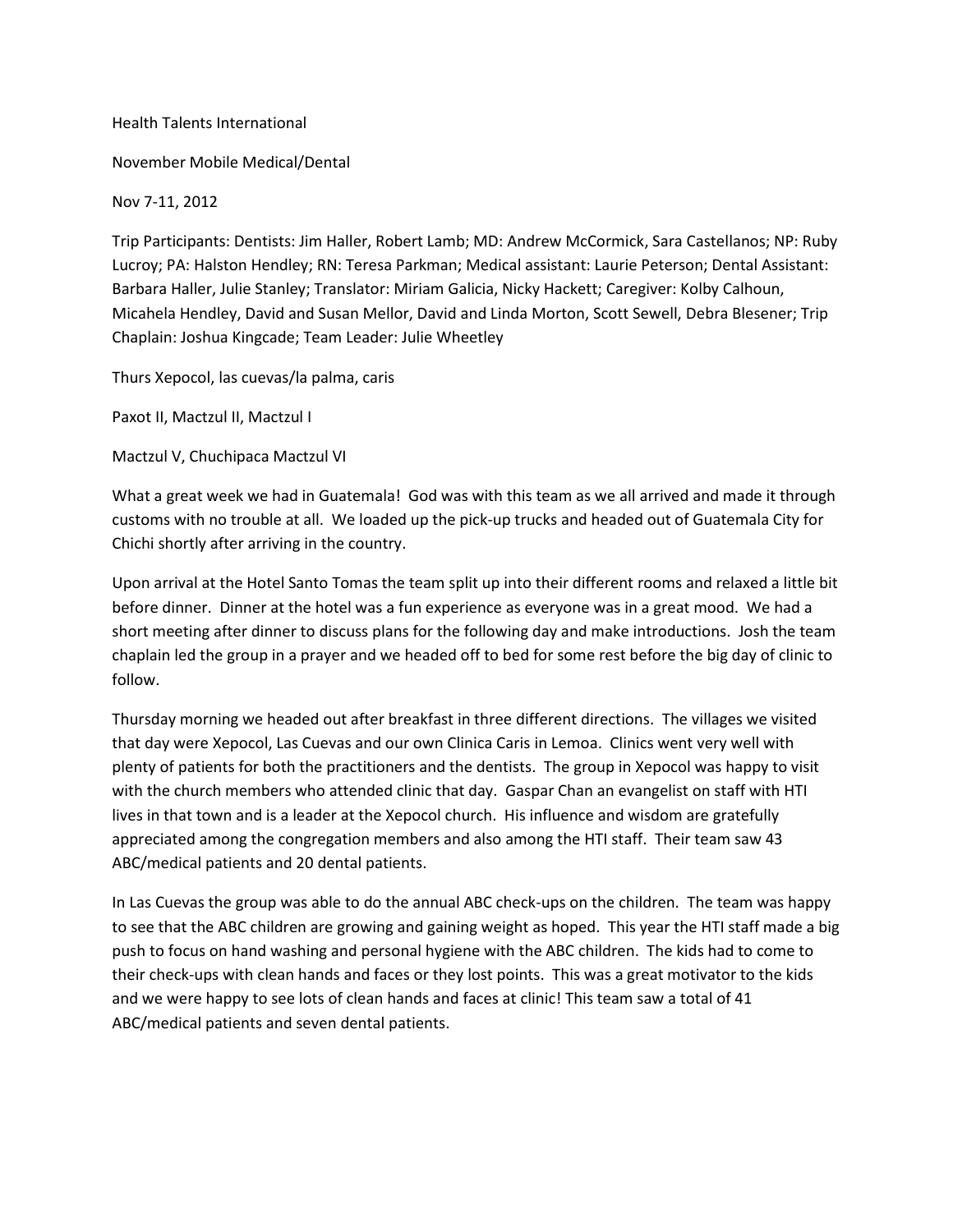Health Talents International

November Mobile Medical/Dental

Nov 7-11, 2012

Trip Participants: Dentists: Jim Haller, Robert Lamb; MD: Andrew McCormick, Sara Castellanos; NP: Ruby Lucroy; PA: Halston Hendley; RN: Teresa Parkman; Medical assistant: Laurie Peterson; Dental Assistant: Barbara Haller, Julie Stanley; Translator: Miriam Galicia, Nicky Hackett; Caregiver: Kolby Calhoun, Micahela Hendley, David and Susan Mellor, David and Linda Morton, Scott Sewell, Debra Blesener; Trip Chaplain: Joshua Kingcade; Team Leader: Julie Wheetley

Thurs Xepocol, las cuevas/la palma, caris

Paxot II, Mactzul II, Mactzul I

Mactzul V, Chuchipaca Mactzul VI

What a great week we had in Guatemala! God was with this team as we all arrived and made it through customs with no trouble at all. We loaded up the pick-up trucks and headed out of Guatemala City for Chichi shortly after arriving in the country.

Upon arrival at the Hotel Santo Tomas the team split up into their different rooms and relaxed a little bit before dinner. Dinner at the hotel was a fun experience as everyone was in a great mood. We had a short meeting after dinner to discuss plans for the following day and make introductions. Josh the team chaplain led the group in a prayer and we headed off to bed for some rest before the big day of clinic to follow.

Thursday morning we headed out after breakfast in three different directions. The villages we visited that day were Xepocol, Las Cuevas and our own Clinica Caris in Lemoa. Clinics went very well with plenty of patients for both the practitioners and the dentists. The group in Xepocol was happy to visit with the church members who attended clinic that day. Gaspar Chan an evangelist on staff with HTI lives in that town and is a leader at the Xepocol church. His influence and wisdom are gratefully appreciated among the congregation members and also among the HTI staff. Their team saw 43 ABC/medical patients and 20 dental patients.

In Las Cuevas the group was able to do the annual ABC check-ups on the children. The team was happy to see that the ABC children are growing and gaining weight as hoped. This year the HTI staff made a big push to focus on hand washing and personal hygiene with the ABC children. The kids had to come to their check-ups with clean hands and faces or they lost points. This was a great motivator to the kids and we were happy to see lots of clean hands and faces at clinic! This team saw a total of 41 ABC/medical patients and seven dental patients.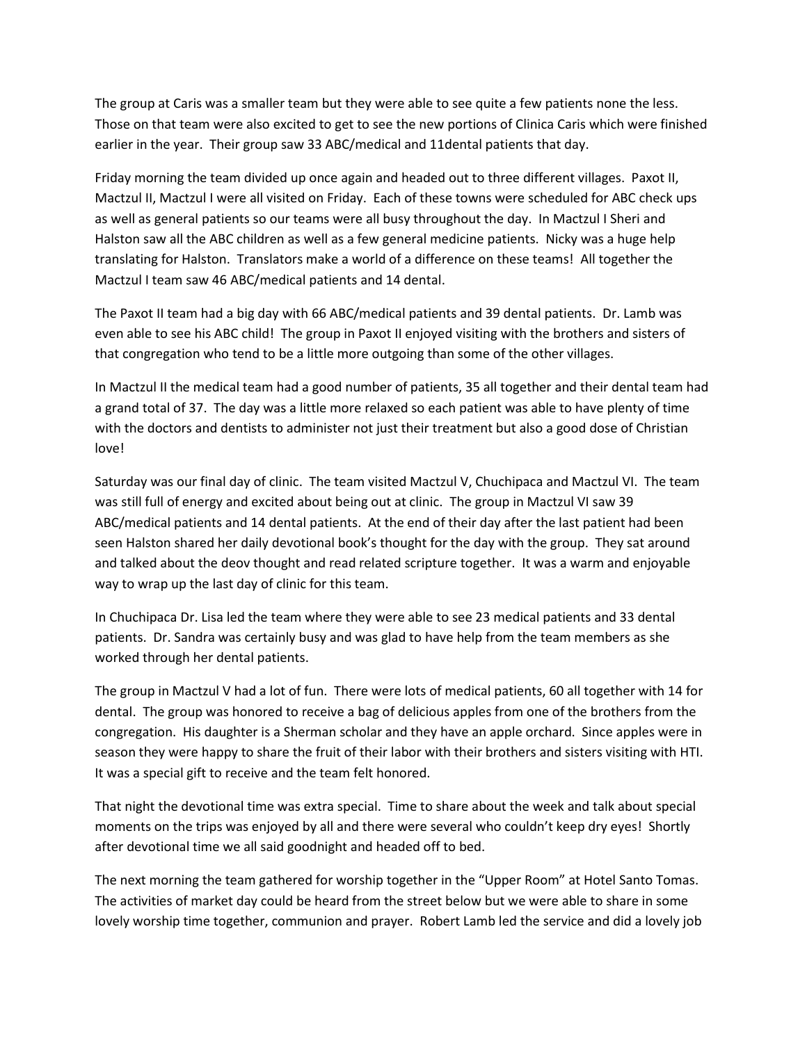The group at Caris was a smaller team but they were able to see quite a few patients none the less. Those on that team were also excited to get to see the new portions of Clinica Caris which were finished earlier in the year. Their group saw 33 ABC/medical and 11dental patients that day.

Friday morning the team divided up once again and headed out to three different villages. Paxot II, Mactzul II, Mactzul I were all visited on Friday. Each of these towns were scheduled for ABC check ups as well as general patients so our teams were all busy throughout the day. In Mactzul I Sheri and Halston saw all the ABC children as well as a few general medicine patients. Nicky was a huge help translating for Halston. Translators make a world of a difference on these teams! All together the Mactzul I team saw 46 ABC/medical patients and 14 dental.

The Paxot II team had a big day with 66 ABC/medical patients and 39 dental patients. Dr. Lamb was even able to see his ABC child! The group in Paxot II enjoyed visiting with the brothers and sisters of that congregation who tend to be a little more outgoing than some of the other villages.

In Mactzul II the medical team had a good number of patients, 35 all together and their dental team had a grand total of 37. The day was a little more relaxed so each patient was able to have plenty of time with the doctors and dentists to administer not just their treatment but also a good dose of Christian love!

Saturday was our final day of clinic. The team visited Mactzul V, Chuchipaca and Mactzul VI. The team was still full of energy and excited about being out at clinic. The group in Mactzul VI saw 39 ABC/medical patients and 14 dental patients. At the end of their day after the last patient had been seen Halston shared her daily devotional book's thought for the day with the group. They sat around and talked about the deov thought and read related scripture together. It was a warm and enjoyable way to wrap up the last day of clinic for this team.

In Chuchipaca Dr. Lisa led the team where they were able to see 23 medical patients and 33 dental patients. Dr. Sandra was certainly busy and was glad to have help from the team members as she worked through her dental patients.

The group in Mactzul V had a lot of fun. There were lots of medical patients, 60 all together with 14 for dental. The group was honored to receive a bag of delicious apples from one of the brothers from the congregation. His daughter is a Sherman scholar and they have an apple orchard. Since apples were in season they were happy to share the fruit of their labor with their brothers and sisters visiting with HTI. It was a special gift to receive and the team felt honored.

That night the devotional time was extra special. Time to share about the week and talk about special moments on the trips was enjoyed by all and there were several who couldn't keep dry eyes! Shortly after devotional time we all said goodnight and headed off to bed.

The next morning the team gathered for worship together in the "Upper Room" at Hotel Santo Tomas. The activities of market day could be heard from the street below but we were able to share in some lovely worship time together, communion and prayer. Robert Lamb led the service and did a lovely job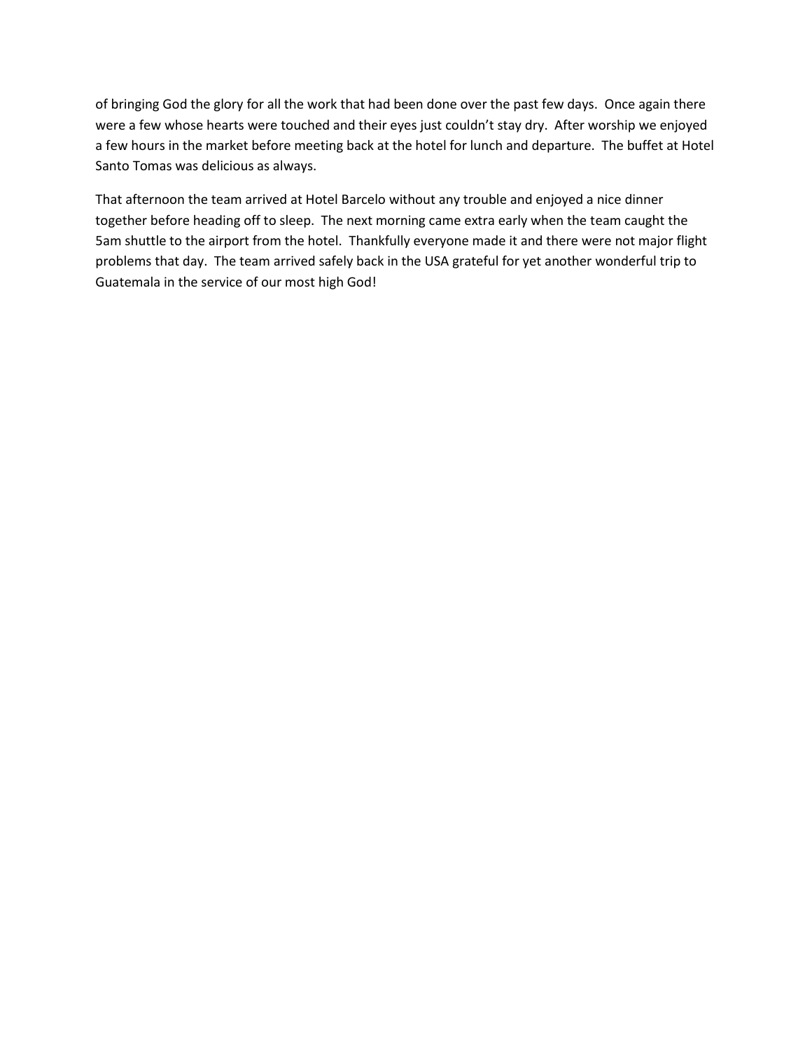of bringing God the glory for all the work that had been done over the past few days. Once again there were a few whose hearts were touched and their eyes just couldn't stay dry. After worship we enjoyed a few hours in the market before meeting back at the hotel for lunch and departure. The buffet at Hotel Santo Tomas was delicious as always.

That afternoon the team arrived at Hotel Barcelo without any trouble and enjoyed a nice dinner together before heading off to sleep. The next morning came extra early when the team caught the 5am shuttle to the airport from the hotel. Thankfully everyone made it and there were not major flight problems that day. The team arrived safely back in the USA grateful for yet another wonderful trip to Guatemala in the service of our most high God!